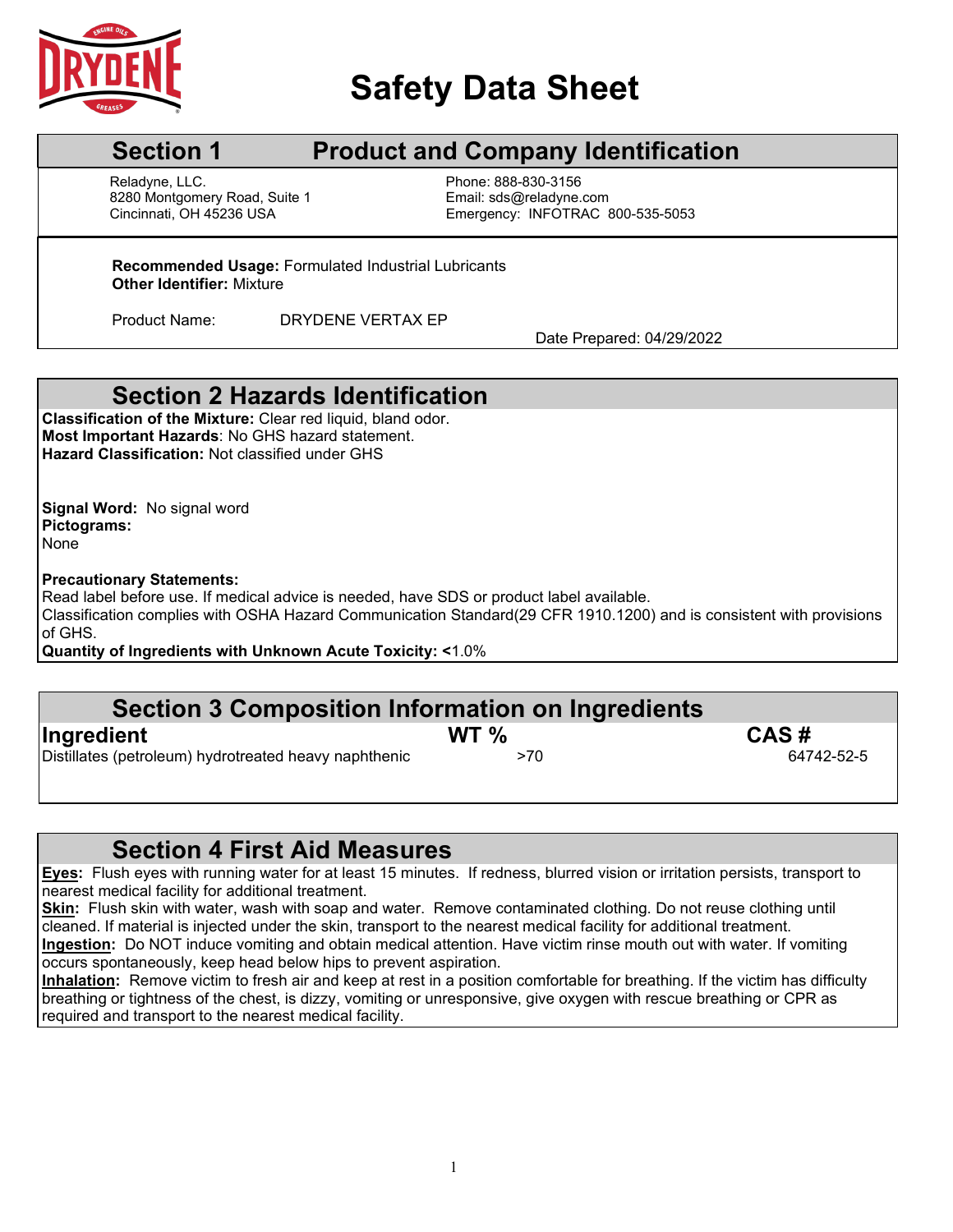# Safety Data Sheet

## Section 1 Product and Company Identification

Reladyne, LLC.
8280 Montgomery Road, Suite 1
Cincinnati, OH 45236 USA

Phone: 888-830-3156
Email: sds@reladyne.com
Emergency: INFOTRAC 800-535-5053

**Recommended Usage:** Formulated Industrial Lubricants
**Other Identifier:** Mixture

Product Name: DRYDENE VERTAX EP

Date Prepared: 04/29/2022

## Section 2 Hazards Identification

**Classification of the Mixture:** Clear red liquid, bland odor.
**Most Important Hazards**: No GHS hazard statement.
**Hazard Classification:** Not classified under GHS

**Signal Word:** No signal word
**Pictograms:**
None

**Precautionary Statements:**
Read label before use. If medical advice is needed, have SDS or product label available.
Classification complies with OSHA Hazard Communication Standard(29 CFR 1910.1200) and is consistent with provisions of GHS.
**Quantity of Ingredients with Unknown Acute Toxicity: <**1.0%

## Section 3 Composition Information on Ingredients

| Ingredient | WT % | CAS # |
|---|---|---|
| Distillates (petroleum) hydrotreated heavy naphthenic | >70 | 64742-52-5 |

## Section 4 First Aid Measures

**Eyes:** Flush eyes with running water for at least 15 minutes. If redness, blurred vision or irritation persists, transport to nearest medical facility for additional treatment.
**Skin:** Flush skin with water, wash with soap and water. Remove contaminated clothing. Do not reuse clothing until cleaned. If material is injected under the skin, transport to the nearest medical facility for additional treatment.
**Ingestion:** Do NOT induce vomiting and obtain medical attention. Have victim rinse mouth out with water. If vomiting occurs spontaneously, keep head below hips to prevent aspiration.
**Inhalation:** Remove victim to fresh air and keep at rest in a position comfortable for breathing. If the victim has difficulty breathing or tightness of the chest, is dizzy, vomiting or unresponsive, give oxygen with rescue breathing or CPR as required and transport to the nearest medical facility.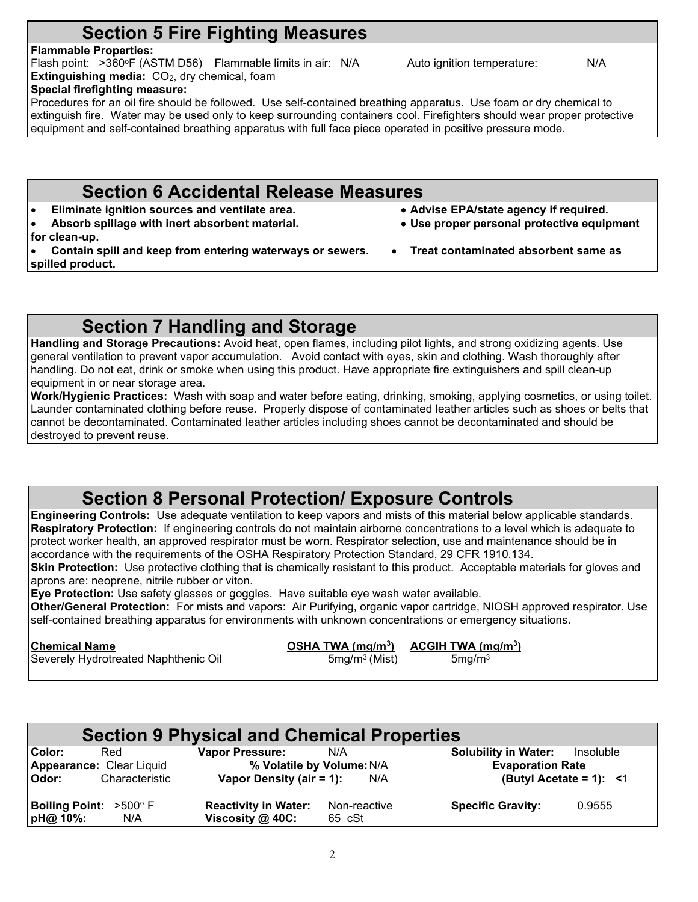## Section 5 Fire Fighting Measures

**Flammable Properties:**

Flash point: >360°F (ASTM D56) Flammable limits in air: N/A Auto ignition temperature: N/A

**Extinguishing media:** $CO_2$, dry chemical, foam

**Special firefighting measure:**

Procedures for an oil fire should be followed. Use self-contained breathing apparatus. Use foam or dry chemical to extinguish fire. Water may be used only to keep surrounding containers cool. Firefighters should wear proper protective equipment and self-contained breathing apparatus with full face piece operated in positive pressure mode.

## Section 6 Accidental Release Measures

- **Eliminate ignition sources and ventilate area.**
- **Absorb spillage with inert absorbent material.**
- **Contain spill and keep from entering waterways or sewers.**
- **Advise EPA/state agency if required.**
- **Use proper personal protective equipment for clean-up.**
- **Treat contaminated absorbent same as spilled product.**

## Section 7 Handling and Storage

**Handling and Storage Precautions:** Avoid heat, open flames, including pilot lights, and strong oxidizing agents. Use general ventilation to prevent vapor accumulation. Avoid contact with eyes, skin and clothing. Wash thoroughly after handling. Do not eat, drink or smoke when using this product. Have appropriate fire extinguishers and spill clean-up equipment in or near storage area.

**Work/Hygienic Practices:** Wash with soap and water before eating, drinking, smoking, applying cosmetics, or using toilet. Launder contaminated clothing before reuse. Properly dispose of contaminated leather articles such as shoes or belts that cannot be decontaminated. Contaminated leather articles including shoes cannot be decontaminated and should be destroyed to prevent reuse.

## Section 8 Personal Protection/ Exposure Controls

**Engineering Controls:** Use adequate ventilation to keep vapors and mists of this material below applicable standards.

**Respiratory Protection:** If engineering controls do not maintain airborne concentrations to a level which is adequate to protect worker health, an approved respirator must be worn. Respirator selection, use and maintenance should be in accordance with the requirements of the OSHA Respiratory Protection Standard, 29 CFR 1910.134.

**Skin Protection:** Use protective clothing that is chemically resistant to this product. Acceptable materials for gloves and aprons are: neoprene, nitrile rubber or viton.

**Eye Protection:** Use safety glasses or goggles. Have suitable eye wash water available.

**Other/General Protection:** For mists and vapors: Air Purifying, organic vapor cartridge, NIOSH approved respirator. Use self-contained breathing apparatus for environments with unknown concentrations or emergency situations.

| Chemical Name | OSHA TWA ($mg/m^3$) | ACGIH TWA ($mg/m^3$) |
|---|---|---|
| Severely Hydrotreated Naphthenic Oil | $5mg/m^3$ (Mist) | $5mg/m^3$ |

## Section 9 Physical and Chemical Properties

| | | | | | |
|---|---|---|---|---|---|
| **Color:** | Red | **Vapor Pressure:** | N/A | **Solubility in Water:** | Insoluble |
| **Appearance:** | Clear Liquid | **% Volatile by Volume:** | N/A | **Evaporation Rate (Butyl Acetate = 1):** | <1 |
| **Odor:** | Characteristic | **Vapor Density (air = 1):** | N/A | | |
| **Boiling Point:** | >500° F | **Reactivity in Water:** | Non-reactive | **Specific Gravity:** | 0.9555 |
| **pH@ 10%:** | N/A | **Viscosity @ 40C:** | 65 cSt | | |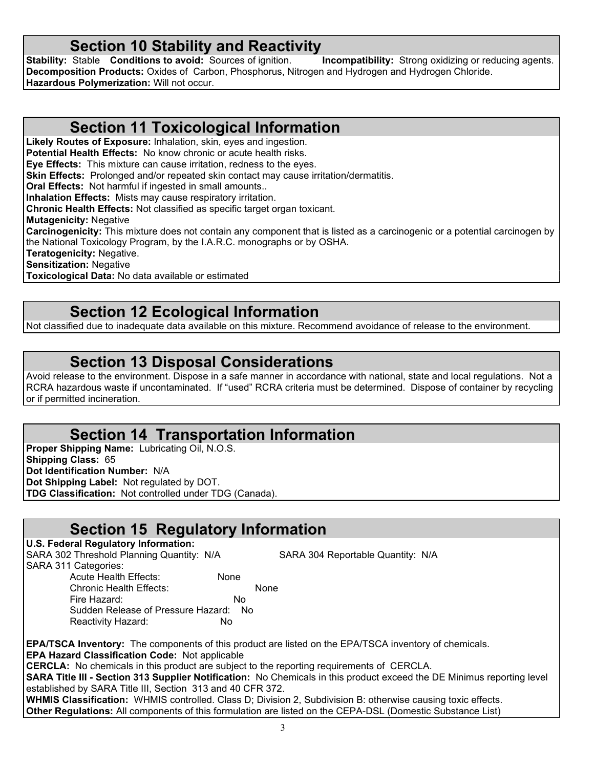## Section 10 Stability and Reactivity

**Stability:** Stable **Conditions to avoid:** Sources of ignition. **Incompatibility:** Strong oxidizing or reducing agents.
**Decomposition Products:** Oxides of Carbon, Phosphorus, Nitrogen and Hydrogen and Hydrogen Chloride.
**Hazardous Polymerization:** Will not occur.

## Section 11 Toxicological Information

**Likely Routes of Exposure:** Inhalation, skin, eyes and ingestion.
**Potential Health Effects:** No know chronic or acute health risks.
**Eye Effects:** This mixture can cause irritation, redness to the eyes.
**Skin Effects:** Prolonged and/or repeated skin contact may cause irritation/dermatitis.
**Oral Effects:** Not harmful if ingested in small amounts..
**Inhalation Effects:** Mists may cause respiratory irritation.
**Chronic Health Effects:** Not classified as specific target organ toxicant.
**Mutagenicity:** Negative
**Carcinogenicity:** This mixture does not contain any component that is listed as a carcinogenic or a potential carcinogen by the National Toxicology Program, by the I.A.R.C. monographs or by OSHA.
**Teratogenicity:** Negative.
**Sensitization:** Negative
**Toxicological Data:** No data available or estimated

## Section 12 Ecological Information

Not classified due to inadequate data available on this mixture. Recommend avoidance of release to the environment.

## Section 13 Disposal Considerations

Avoid release to the environment. Dispose in a safe manner in accordance with national, state and local regulations. Not a RCRA hazardous waste if uncontaminated. If "used" RCRA criteria must be determined. Dispose of container by recycling or if permitted incineration.

## Section 14 Transportation Information

**Proper Shipping Name:** Lubricating Oil, N.O.S.
**Shipping Class:** 65
**Dot Identification Number:** N/A
**Dot Shipping Label:** Not regulated by DOT.
**TDG Classification:** Not controlled under TDG (Canada).

## Section 15 Regulatory Information

**U.S. Federal Regulatory Information:**
SARA 302 Threshold Planning Quantity: N/A SARA 304 Reportable Quantity: N/A
SARA 311 Categories:
- Acute Health Effects: None
- Chronic Health Effects: None
- Fire Hazard: No
- Sudden Release of Pressure Hazard: No
- Reactivity Hazard: No

**EPA/TSCA Inventory:** The components of this product are listed on the EPA/TSCA inventory of chemicals.
**EPA Hazard Classification Code:** Not applicable
**CERCLA:** No chemicals in this product are subject to the reporting requirements of CERCLA.
**SARA Title III - Section 313 Supplier Notification:** No Chemicals in this product exceed the DE Minimus reporting level established by SARA Title III, Section 313 and 40 CFR 372.
**WHMIS Classification:** WHMIS controlled. Class D; Division 2, Subdivision B: otherwise causing toxic effects.
**Other Regulations:** All components of this formulation are listed on the CEPA-DSL (Domestic Substance List)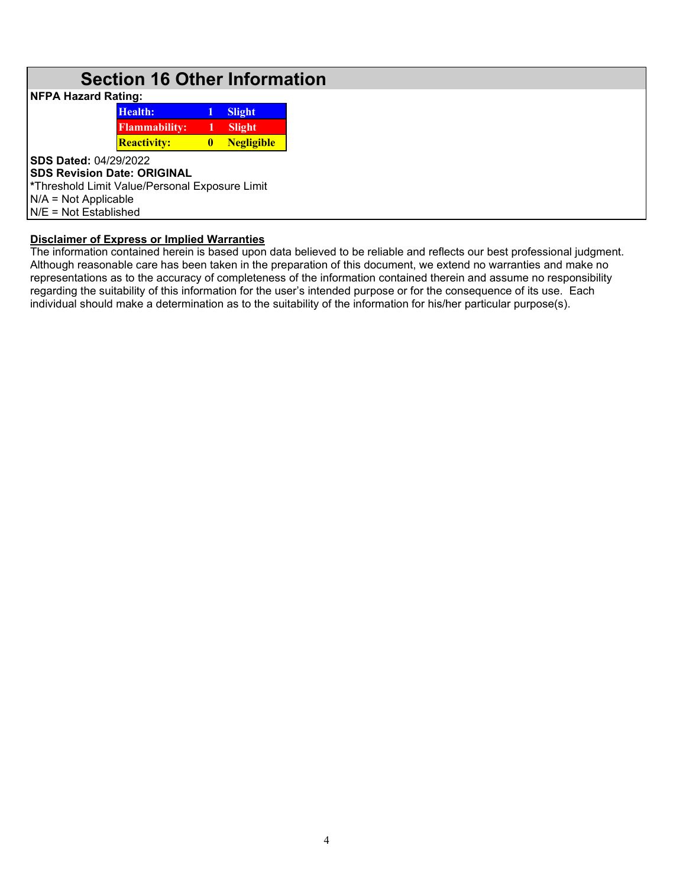## Section 16 Other Information

**NFPA Hazard Rating:**

| | | |
|---|---|---|
| **Health:** | **1** | **Slight** |
| **Flammability:** | **1** | **Slight** |
| **Reactivity:** | **0** | **Negligible** |

**SDS Dated:** 04/29/2022

**SDS Revision Date: ORIGINAL**

**\***Threshold Limit Value/Personal Exposure Limit

N/A = Not Applicable

N/E = Not Established

**Disclaimer of Express or Implied Warranties**

The information contained herein is based upon data believed to be reliable and reflects our best professional judgment. Although reasonable care has been taken in the preparation of this document, we extend no warranties and make no representations as to the accuracy of completeness of the information contained therein and assume no responsibility regarding the suitability of this information for the user's intended purpose or for the consequence of its use. Each individual should make a determination as to the suitability of the information for his/her particular purpose(s).